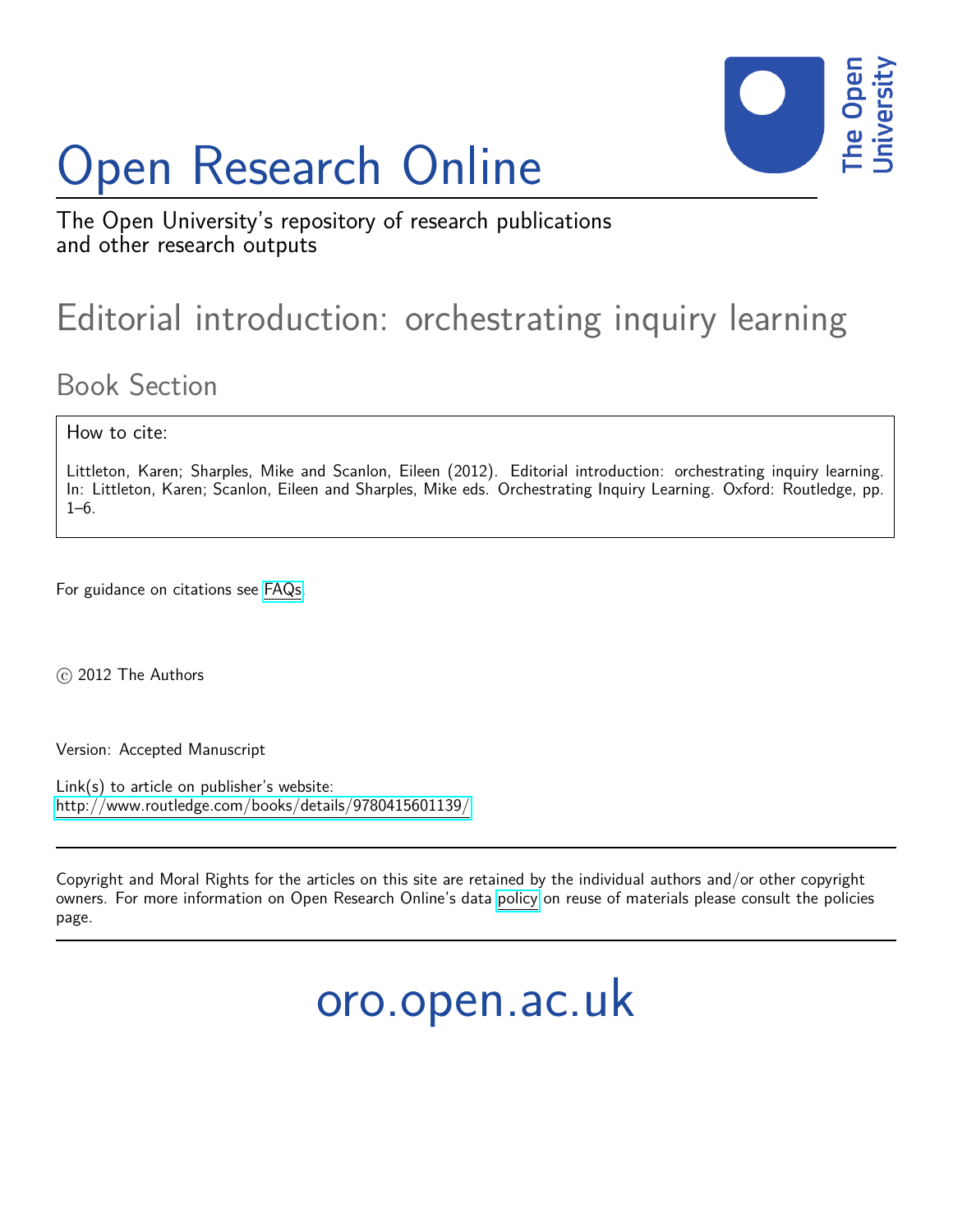# Open Research Online

The Open University's repository of research publications and other research outputs

## Editorial introduction: orchestrating inquiry learning

### Book Section

How to cite:

Littleton, Karen; Sharples, Mike and Scanlon, Eileen (2012). Editorial introduction: orchestrating inquiry learning. In: Littleton, Karen; Scanlon, Eileen and Sharples, Mike eds. Orchestrating Inquiry Learning. Oxford: Routledge, pp. 1–6.

For guidance on citations see FAQs.

© 2012 The Authors

Version: Accepted Manuscript

Link(s) to article on publisher's website:
http://www.routledge.com/books/details/9780415601139/

Copyright and Moral Rights for the articles on this site are retained by the individual authors and/or other copyright owners. For more information on Open Research Online's data policy on reuse of materials please consult the policies page.

oro.open.ac.uk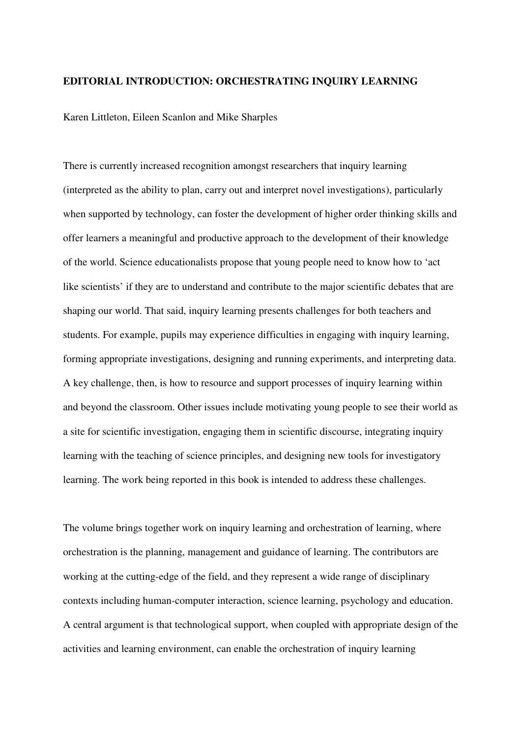**EDITORIAL INTRODUCTION: ORCHESTRATING INQUIRY LEARNING**

Karen Littleton, Eileen Scanlon and Mike Sharples

There is currently increased recognition amongst researchers that inquiry learning (interpreted as the ability to plan, carry out and interpret novel investigations), particularly when supported by technology, can foster the development of higher order thinking skills and offer learners a meaningful and productive approach to the development of their knowledge of the world. Science educationalists propose that young people need to know how to 'act like scientists' if they are to understand and contribute to the major scientific debates that are shaping our world. That said, inquiry learning presents challenges for both teachers and students. For example, pupils may experience difficulties in engaging with inquiry learning, forming appropriate investigations, designing and running experiments, and interpreting data. A key challenge, then, is how to resource and support processes of inquiry learning within and beyond the classroom. Other issues include motivating young people to see their world as a site for scientific investigation, engaging them in scientific discourse, integrating inquiry learning with the teaching of science principles, and designing new tools for investigatory learning. The work being reported in this book is intended to address these challenges.

The volume brings together work on inquiry learning and orchestration of learning, where orchestration is the planning, management and guidance of learning. The contributors are working at the cutting-edge of the field, and they represent a wide range of disciplinary contexts including human-computer interaction, science learning, psychology and education. A central argument is that technological support, when coupled with appropriate design of the activities and learning environment, can enable the orchestration of inquiry learning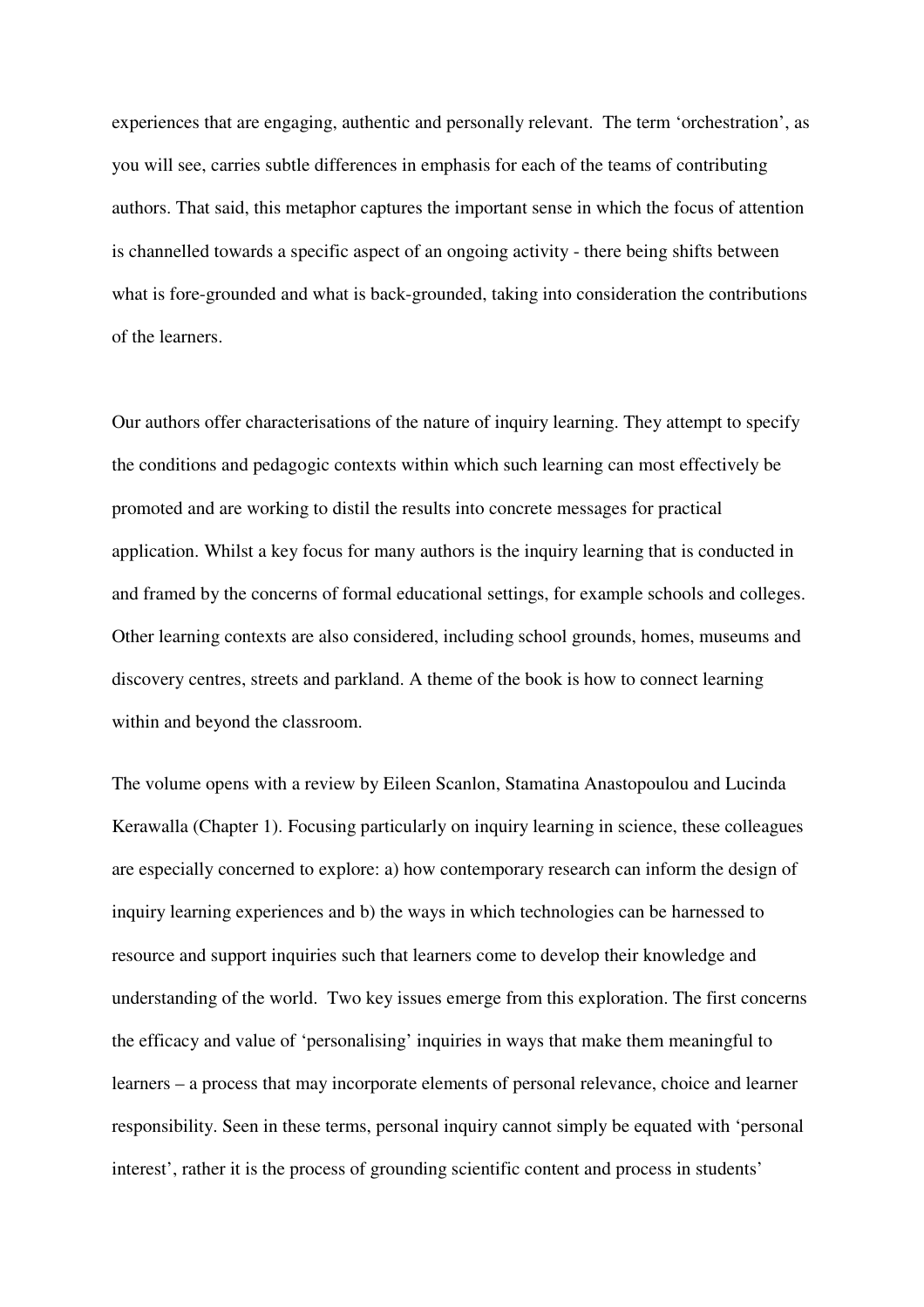experiences that are engaging, authentic and personally relevant. The term 'orchestration', as you will see, carries subtle differences in emphasis for each of the teams of contributing authors. That said, this metaphor captures the important sense in which the focus of attention is channelled towards a specific aspect of an ongoing activity - there being shifts between what is fore-grounded and what is back-grounded, taking into consideration the contributions of the learners.

Our authors offer characterisations of the nature of inquiry learning. They attempt to specify the conditions and pedagogic contexts within which such learning can most effectively be promoted and are working to distil the results into concrete messages for practical application. Whilst a key focus for many authors is the inquiry learning that is conducted in and framed by the concerns of formal educational settings, for example schools and colleges. Other learning contexts are also considered, including school grounds, homes, museums and discovery centres, streets and parkland. A theme of the book is how to connect learning within and beyond the classroom.

The volume opens with a review by Eileen Scanlon, Stamatina Anastopoulou and Lucinda Kerawalla (Chapter 1). Focusing particularly on inquiry learning in science, these colleagues are especially concerned to explore: a) how contemporary research can inform the design of inquiry learning experiences and b) the ways in which technologies can be harnessed to resource and support inquiries such that learners come to develop their knowledge and understanding of the world. Two key issues emerge from this exploration. The first concerns the efficacy and value of 'personalising' inquiries in ways that make them meaningful to learners – a process that may incorporate elements of personal relevance, choice and learner responsibility. Seen in these terms, personal inquiry cannot simply be equated with 'personal interest', rather it is the process of grounding scientific content and process in students'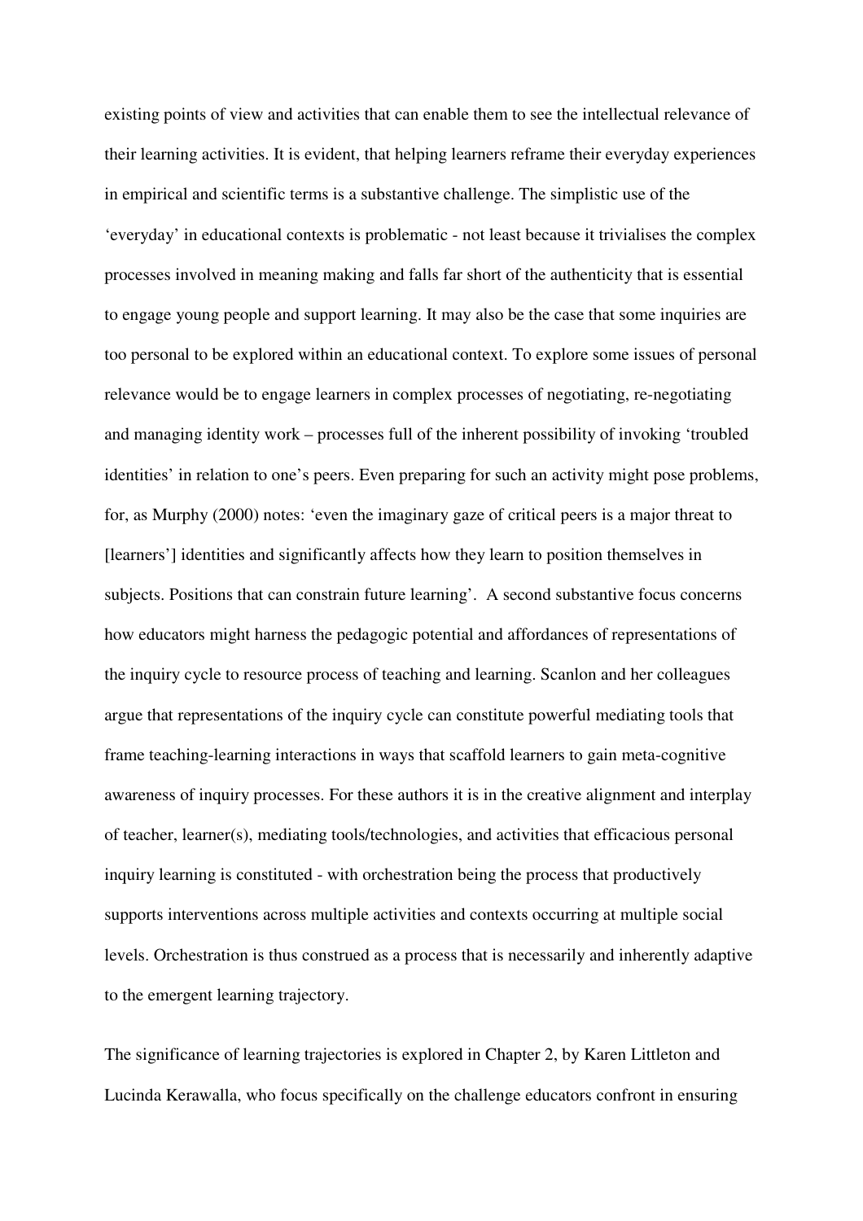existing points of view and activities that can enable them to see the intellectual relevance of their learning activities. It is evident, that helping learners reframe their everyday experiences in empirical and scientific terms is a substantive challenge. The simplistic use of the 'everyday' in educational contexts is problematic - not least because it trivialises the complex processes involved in meaning making and falls far short of the authenticity that is essential to engage young people and support learning. It may also be the case that some inquiries are too personal to be explored within an educational context. To explore some issues of personal relevance would be to engage learners in complex processes of negotiating, re-negotiating and managing identity work – processes full of the inherent possibility of invoking 'troubled identities' in relation to one's peers. Even preparing for such an activity might pose problems, for, as Murphy (2000) notes: 'even the imaginary gaze of critical peers is a major threat to [learners'] identities and significantly affects how they learn to position themselves in subjects. Positions that can constrain future learning'. A second substantive focus concerns how educators might harness the pedagogic potential and affordances of representations of the inquiry cycle to resource process of teaching and learning. Scanlon and her colleagues argue that representations of the inquiry cycle can constitute powerful mediating tools that frame teaching-learning interactions in ways that scaffold learners to gain meta-cognitive awareness of inquiry processes. For these authors it is in the creative alignment and interplay of teacher, learner(s), mediating tools/technologies, and activities that efficacious personal inquiry learning is constituted - with orchestration being the process that productively supports interventions across multiple activities and contexts occurring at multiple social levels. Orchestration is thus construed as a process that is necessarily and inherently adaptive to the emergent learning trajectory.

The significance of learning trajectories is explored in Chapter 2, by Karen Littleton and Lucinda Kerawalla, who focus specifically on the challenge educators confront in ensuring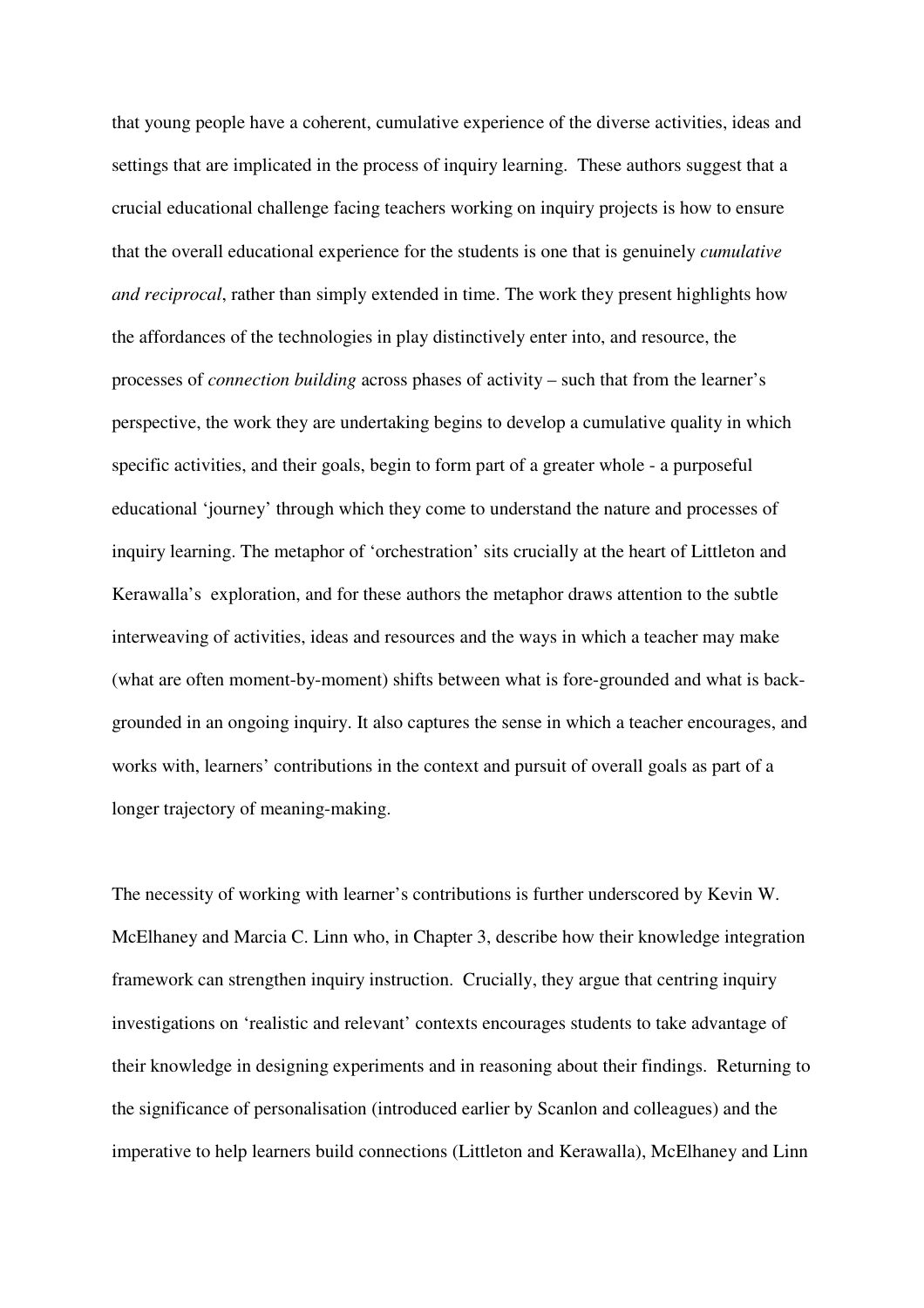that young people have a coherent, cumulative experience of the diverse activities, ideas and settings that are implicated in the process of inquiry learning. These authors suggest that a crucial educational challenge facing teachers working on inquiry projects is how to ensure that the overall educational experience for the students is one that is genuinely *cumulative and reciprocal*, rather than simply extended in time. The work they present highlights how the affordances of the technologies in play distinctively enter into, and resource, the processes of *connection building* across phases of activity – such that from the learner's perspective, the work they are undertaking begins to develop a cumulative quality in which specific activities, and their goals, begin to form part of a greater whole - a purposeful educational 'journey' through which they come to understand the nature and processes of inquiry learning. The metaphor of 'orchestration' sits crucially at the heart of Littleton and Kerawalla's exploration, and for these authors the metaphor draws attention to the subtle interweaving of activities, ideas and resources and the ways in which a teacher may make (what are often moment-by-moment) shifts between what is fore-grounded and what is back-grounded in an ongoing inquiry. It also captures the sense in which a teacher encourages, and works with, learners' contributions in the context and pursuit of overall goals as part of a longer trajectory of meaning-making.

The necessity of working with learner's contributions is further underscored by Kevin W. McElhaney and Marcia C. Linn who, in Chapter 3, describe how their knowledge integration framework can strengthen inquiry instruction. Crucially, they argue that centring inquiry investigations on 'realistic and relevant' contexts encourages students to take advantage of their knowledge in designing experiments and in reasoning about their findings. Returning to the significance of personalisation (introduced earlier by Scanlon and colleagues) and the imperative to help learners build connections (Littleton and Kerawalla), McElhaney and Linn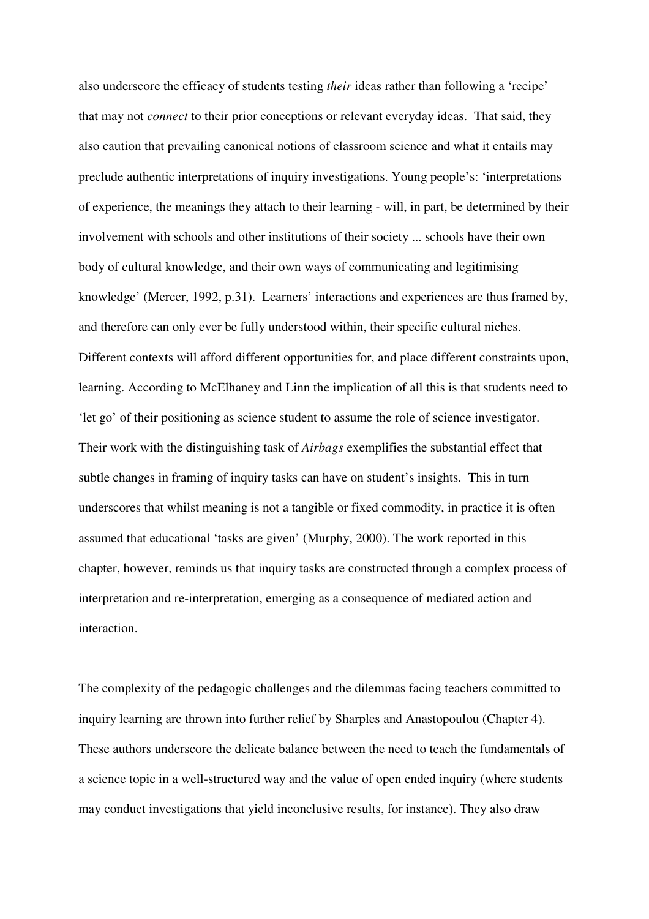also underscore the efficacy of students testing *their* ideas rather than following a 'recipe' that may not *connect* to their prior conceptions or relevant everyday ideas. That said, they also caution that prevailing canonical notions of classroom science and what it entails may preclude authentic interpretations of inquiry investigations. Young people's: 'interpretations of experience, the meanings they attach to their learning - will, in part, be determined by their involvement with schools and other institutions of their society ... schools have their own body of cultural knowledge, and their own ways of communicating and legitimising knowledge' (Mercer, 1992, p.31). Learners' interactions and experiences are thus framed by, and therefore can only ever be fully understood within, their specific cultural niches. Different contexts will afford different opportunities for, and place different constraints upon, learning. According to McElhaney and Linn the implication of all this is that students need to 'let go' of their positioning as science student to assume the role of science investigator. Their work with the distinguishing task of *Airbags* exemplifies the substantial effect that subtle changes in framing of inquiry tasks can have on student's insights. This in turn underscores that whilst meaning is not a tangible or fixed commodity, in practice it is often assumed that educational 'tasks are given' (Murphy, 2000). The work reported in this chapter, however, reminds us that inquiry tasks are constructed through a complex process of interpretation and re-interpretation, emerging as a consequence of mediated action and interaction.

The complexity of the pedagogic challenges and the dilemmas facing teachers committed to inquiry learning are thrown into further relief by Sharples and Anastopoulou (Chapter 4). These authors underscore the delicate balance between the need to teach the fundamentals of a science topic in a well-structured way and the value of open ended inquiry (where students may conduct investigations that yield inconclusive results, for instance). They also draw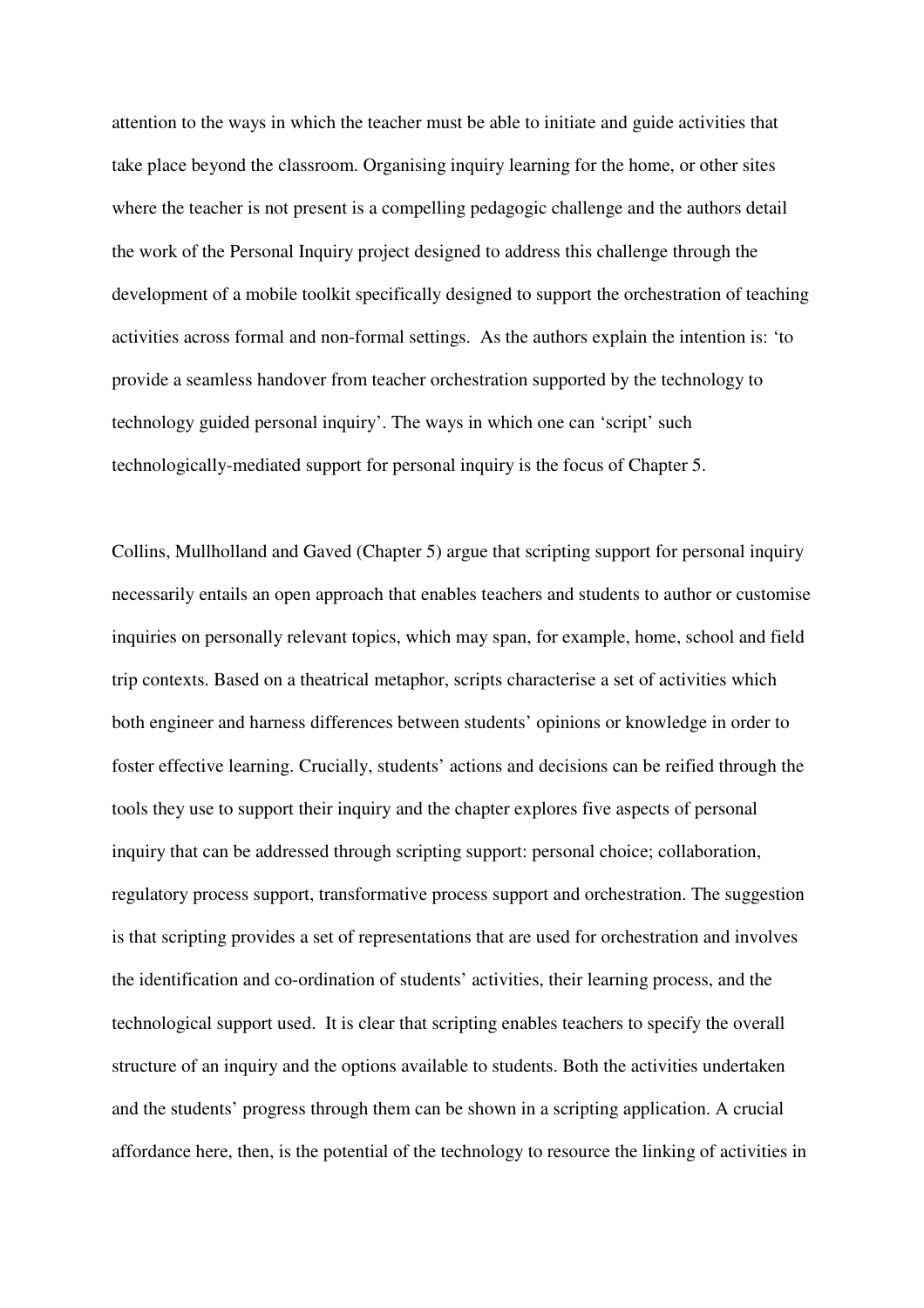attention to the ways in which the teacher must be able to initiate and guide activities that take place beyond the classroom. Organising inquiry learning for the home, or other sites where the teacher is not present is a compelling pedagogic challenge and the authors detail the work of the Personal Inquiry project designed to address this challenge through the development of a mobile toolkit specifically designed to support the orchestration of teaching activities across formal and non-formal settings. As the authors explain the intention is: 'to provide a seamless handover from teacher orchestration supported by the technology to technology guided personal inquiry'. The ways in which one can 'script' such technologically-mediated support for personal inquiry is the focus of Chapter 5.

Collins, Mullholland and Gaved (Chapter 5) argue that scripting support for personal inquiry necessarily entails an open approach that enables teachers and students to author or customise inquiries on personally relevant topics, which may span, for example, home, school and field trip contexts. Based on a theatrical metaphor, scripts characterise a set of activities which both engineer and harness differences between students' opinions or knowledge in order to foster effective learning. Crucially, students' actions and decisions can be reified through the tools they use to support their inquiry and the chapter explores five aspects of personal inquiry that can be addressed through scripting support: personal choice; collaboration, regulatory process support, transformative process support and orchestration. The suggestion is that scripting provides a set of representations that are used for orchestration and involves the identification and co-ordination of students' activities, their learning process, and the technological support used. It is clear that scripting enables teachers to specify the overall structure of an inquiry and the options available to students. Both the activities undertaken and the students' progress through them can be shown in a scripting application. A crucial affordance here, then, is the potential of the technology to resource the linking of activities in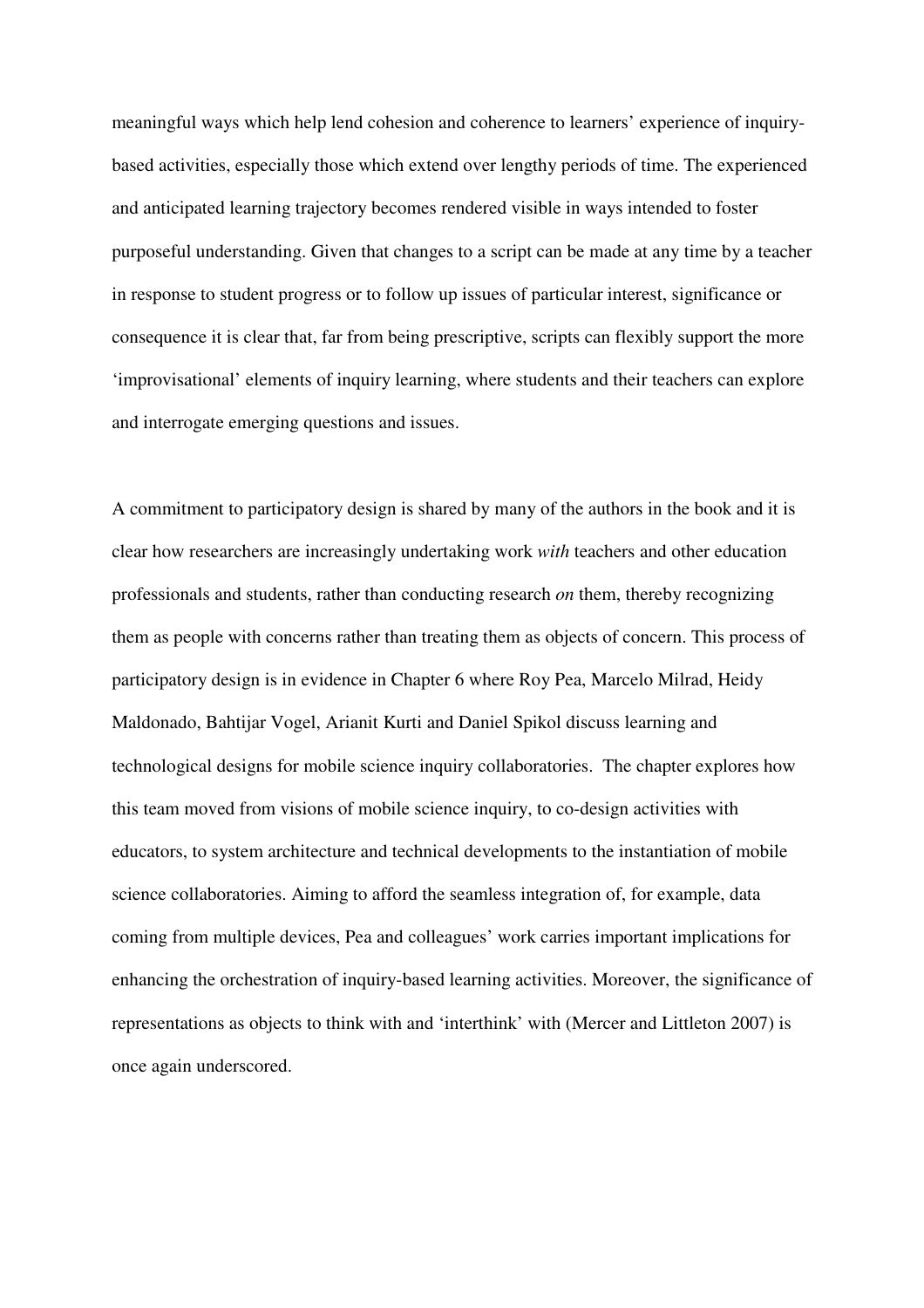meaningful ways which help lend cohesion and coherence to learners' experience of inquiry-based activities, especially those which extend over lengthy periods of time. The experienced and anticipated learning trajectory becomes rendered visible in ways intended to foster purposeful understanding. Given that changes to a script can be made at any time by a teacher in response to student progress or to follow up issues of particular interest, significance or consequence it is clear that, far from being prescriptive, scripts can flexibly support the more 'improvisational' elements of inquiry learning, where students and their teachers can explore and interrogate emerging questions and issues.

A commitment to participatory design is shared by many of the authors in the book and it is clear how researchers are increasingly undertaking work *with* teachers and other education professionals and students, rather than conducting research *on* them, thereby recognizing them as people with concerns rather than treating them as objects of concern. This process of participatory design is in evidence in Chapter 6 where Roy Pea, Marcelo Milrad, Heidy Maldonado, Bahtijar Vogel, Arianit Kurti and Daniel Spikol discuss learning and technological designs for mobile science inquiry collaboratories. The chapter explores how this team moved from visions of mobile science inquiry, to co-design activities with educators, to system architecture and technical developments to the instantiation of mobile science collaboratories. Aiming to afford the seamless integration of, for example, data coming from multiple devices, Pea and colleagues' work carries important implications for enhancing the orchestration of inquiry-based learning activities. Moreover, the significance of representations as objects to think with and 'interthink' with (Mercer and Littleton 2007) is once again underscored.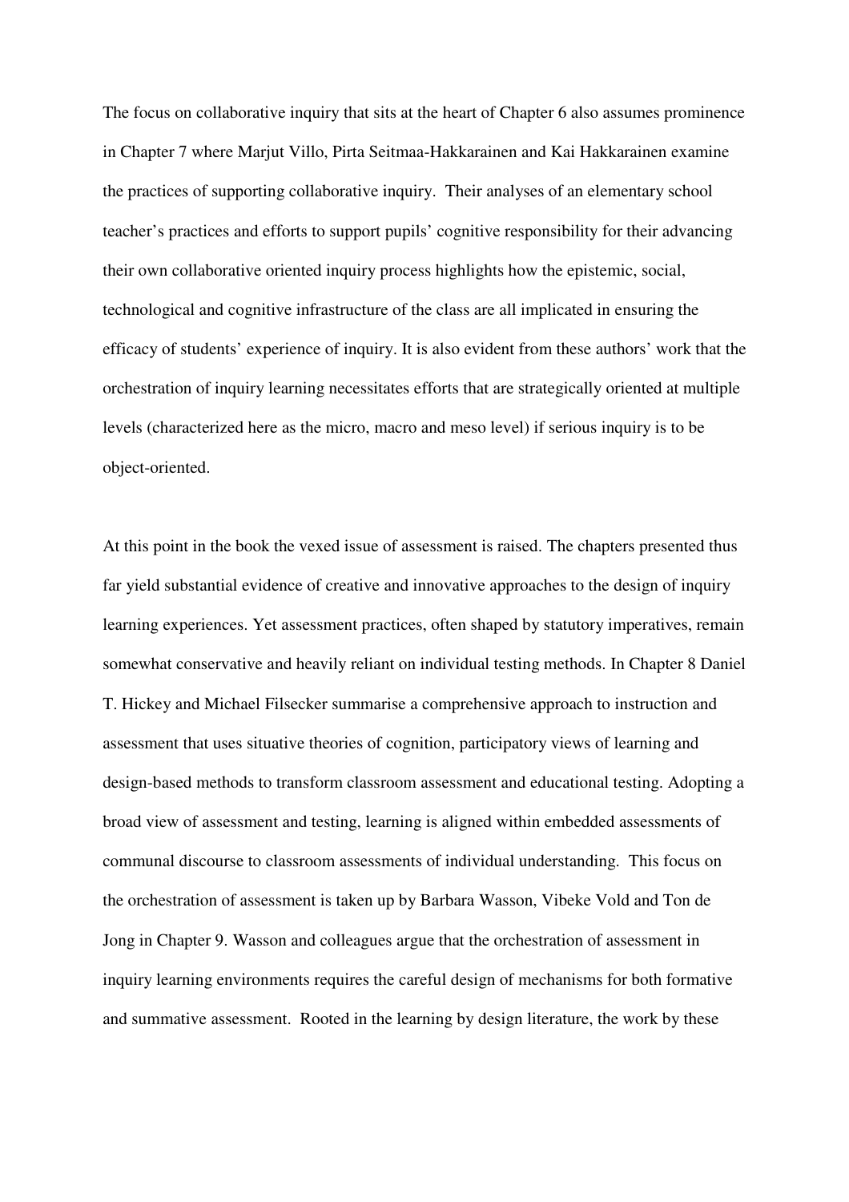The focus on collaborative inquiry that sits at the heart of Chapter 6 also assumes prominence in Chapter 7 where Marjut Villo, Pirta Seitmaa-Hakkarainen and Kai Hakkarainen examine the practices of supporting collaborative inquiry.  Their analyses of an elementary school teacher's practices and efforts to support pupils' cognitive responsibility for their advancing their own collaborative oriented inquiry process highlights how the epistemic, social, technological and cognitive infrastructure of the class are all implicated in ensuring the efficacy of students' experience of inquiry. It is also evident from these authors' work that the orchestration of inquiry learning necessitates efforts that are strategically oriented at multiple levels (characterized here as the micro, macro and meso level) if serious inquiry is to be object-oriented.

At this point in the book the vexed issue of assessment is raised. The chapters presented thus far yield substantial evidence of creative and innovative approaches to the design of inquiry learning experiences. Yet assessment practices, often shaped by statutory imperatives, remain somewhat conservative and heavily reliant on individual testing methods. In Chapter 8 Daniel T. Hickey and Michael Filsecker summarise a comprehensive approach to instruction and assessment that uses situative theories of cognition, participatory views of learning and design-based methods to transform classroom assessment and educational testing. Adopting a broad view of assessment and testing, learning is aligned within embedded assessments of communal discourse to classroom assessments of individual understanding.  This focus on the orchestration of assessment is taken up by Barbara Wasson, Vibeke Vold and Ton de Jong in Chapter 9. Wasson and colleagues argue that the orchestration of assessment in inquiry learning environments requires the careful design of mechanisms for both formative and summative assessment.  Rooted in the learning by design literature, the work by these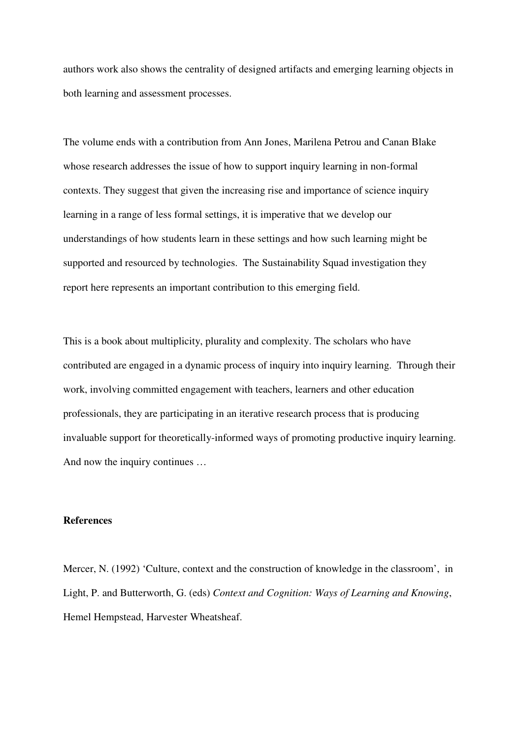authors work also shows the centrality of designed artifacts and emerging learning objects in both learning and assessment processes.

The volume ends with a contribution from Ann Jones, Marilena Petrou and Canan Blake whose research addresses the issue of how to support inquiry learning in non-formal contexts. They suggest that given the increasing rise and importance of science inquiry learning in a range of less formal settings, it is imperative that we develop our understandings of how students learn in these settings and how such learning might be supported and resourced by technologies. The Sustainability Squad investigation they report here represents an important contribution to this emerging field.

This is a book about multiplicity, plurality and complexity. The scholars who have contributed are engaged in a dynamic process of inquiry into inquiry learning. Through their work, involving committed engagement with teachers, learners and other education professionals, they are participating in an iterative research process that is producing invaluable support for theoretically-informed ways of promoting productive inquiry learning. And now the inquiry continues …

**References**

Mercer, N. (1992) 'Culture, context and the construction of knowledge in the classroom', in Light, P. and Butterworth, G. (eds) *Context and Cognition: Ways of Learning and Knowing*, Hemel Hempstead, Harvester Wheatsheaf.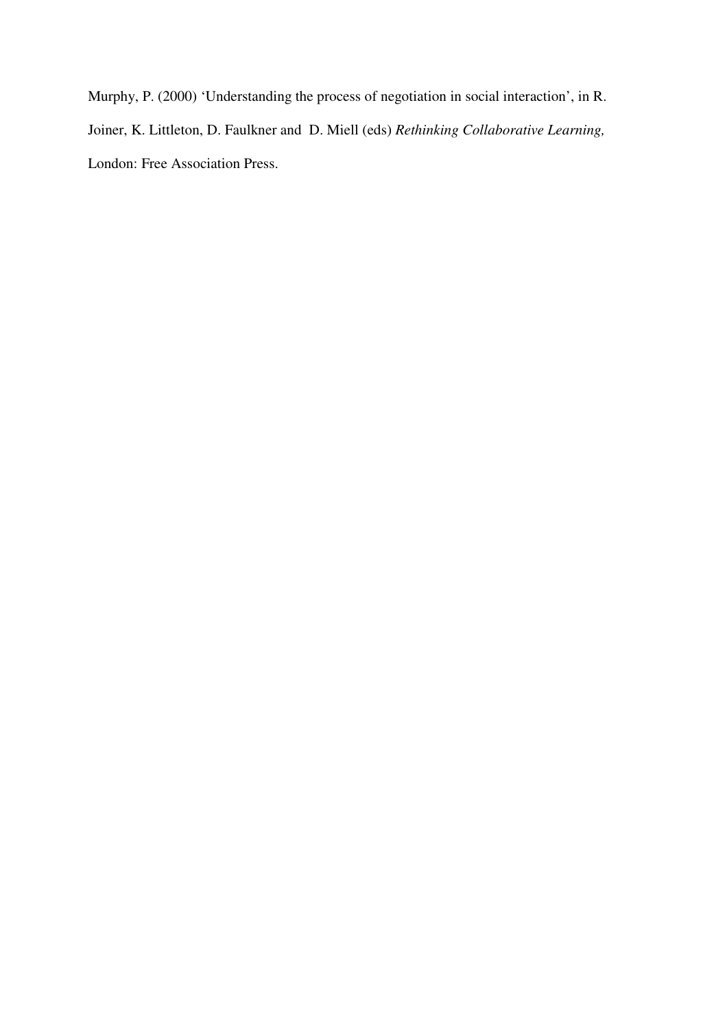Murphy, P. (2000) ‘Understanding the process of negotiation in social interaction’, in R. Joiner, K. Littleton, D. Faulkner and D. Miell (eds) *Rethinking Collaborative Learning,* London: Free Association Press.